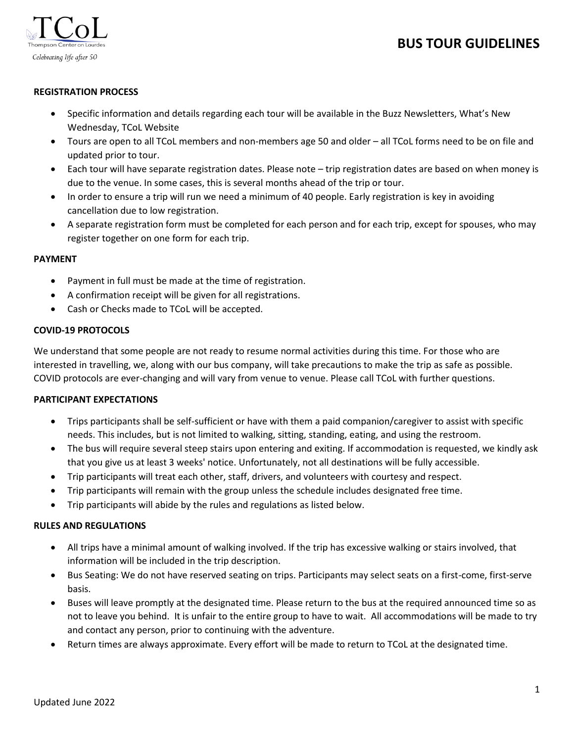# BUS TOUR GUIDELINES

TCoL
Thompson Center on Lourdes
*Celebrating life after 50*

**REGISTRATION PROCESS**

- Specific information and details regarding each tour will be available in the Buzz Newsletters, What's New Wednesday, TCoL Website
- Tours are open to all TCoL members and non-members age 50 and older – all TCoL forms need to be on file and updated prior to tour.
- Each tour will have separate registration dates. Please note – trip registration dates are based on when money is due to the venue. In some cases, this is several months ahead of the trip or tour.
- In order to ensure a trip will run we need a minimum of 40 people. Early registration is key in avoiding cancellation due to low registration.
- A separate registration form must be completed for each person and for each trip, except for spouses, who may register together on one form for each trip.

**PAYMENT**

- Payment in full must be made at the time of registration.
- A confirmation receipt will be given for all registrations.
- Cash or Checks made to TCoL will be accepted.

**COVID-19 PROTOCOLS**

We understand that some people are not ready to resume normal activities during this time. For those who are interested in travelling, we, along with our bus company, will take precautions to make the trip as safe as possible. COVID protocols are ever-changing and will vary from venue to venue. Please call TCoL with further questions.

**PARTICIPANT EXPECTATIONS**

- Trips participants shall be self-sufficient or have with them a paid companion/caregiver to assist with specific needs. This includes, but is not limited to walking, sitting, standing, eating, and using the restroom.
- The bus will require several steep stairs upon entering and exiting. If accommodation is requested, we kindly ask that you give us at least 3 weeks' notice. Unfortunately, not all destinations will be fully accessible.
- Trip participants will treat each other, staff, drivers, and volunteers with courtesy and respect.
- Trip participants will remain with the group unless the schedule includes designated free time.
- Trip participants will abide by the rules and regulations as listed below.

**RULES AND REGULATIONS**

- All trips have a minimal amount of walking involved. If the trip has excessive walking or stairs involved, that information will be included in the trip description.
- Bus Seating: We do not have reserved seating on trips. Participants may select seats on a first-come, first-serve basis.
- Buses will leave promptly at the designated time. Please return to the bus at the required announced time so as not to leave you behind. It is unfair to the entire group to have to wait. All accommodations will be made to try and contact any person, prior to continuing with the adventure.
- Return times are always approximate. Every effort will be made to return to TCoL at the designated time.

Updated June 2022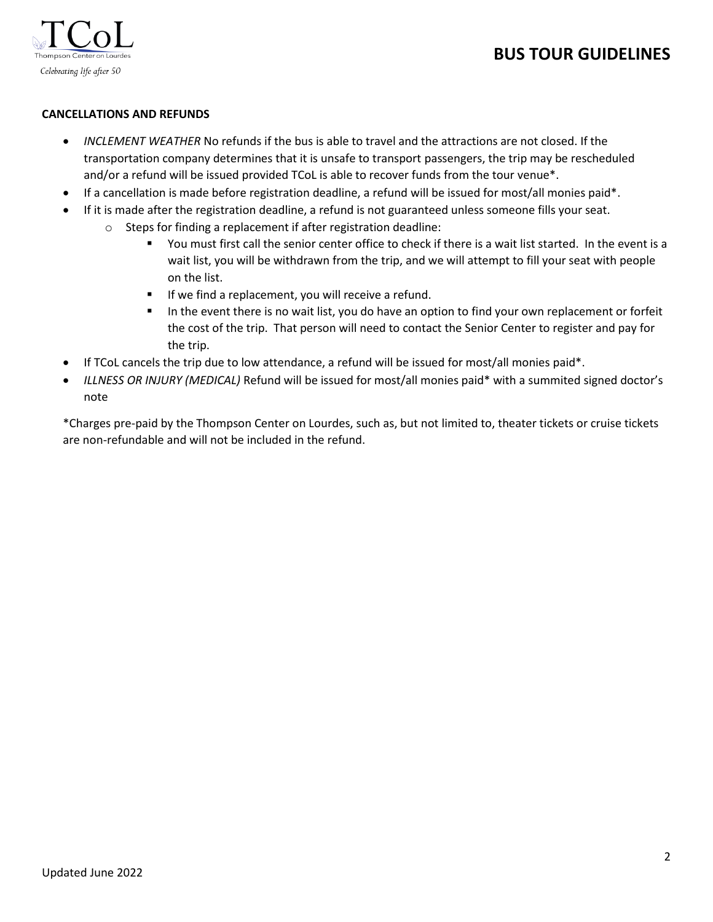**CANCELLATIONS AND REFUNDS**

- *INCLEMENT WEATHER* No refunds if the bus is able to travel and the attractions are not closed. If the transportation company determines that it is unsafe to transport passengers, the trip may be rescheduled and/or a refund will be issued provided TCoL is able to recover funds from the tour venue*.
- If a cancellation is made before registration deadline, a refund will be issued for most/all monies paid*.
- If it is made after the registration deadline, a refund is not guaranteed unless someone fills your seat.
  - Steps for finding a replacement if after registration deadline:
    - You must first call the senior center office to check if there is a wait list started. In the event is a wait list, you will be withdrawn from the trip, and we will attempt to fill your seat with people on the list.
    - If we find a replacement, you will receive a refund.
    - In the event there is no wait list, you do have an option to find your own replacement or forfeit the cost of the trip. That person will need to contact the Senior Center to register and pay for the trip.
- If TCoL cancels the trip due to low attendance, a refund will be issued for most/all monies paid*.
- *ILLNESS OR INJURY (MEDICAL)* Refund will be issued for most/all monies paid* with a summited signed doctor's note

*Charges pre-paid by the Thompson Center on Lourdes, such as, but not limited to, theater tickets or cruise tickets are non-refundable and will not be included in the refund.

Updated June 2022